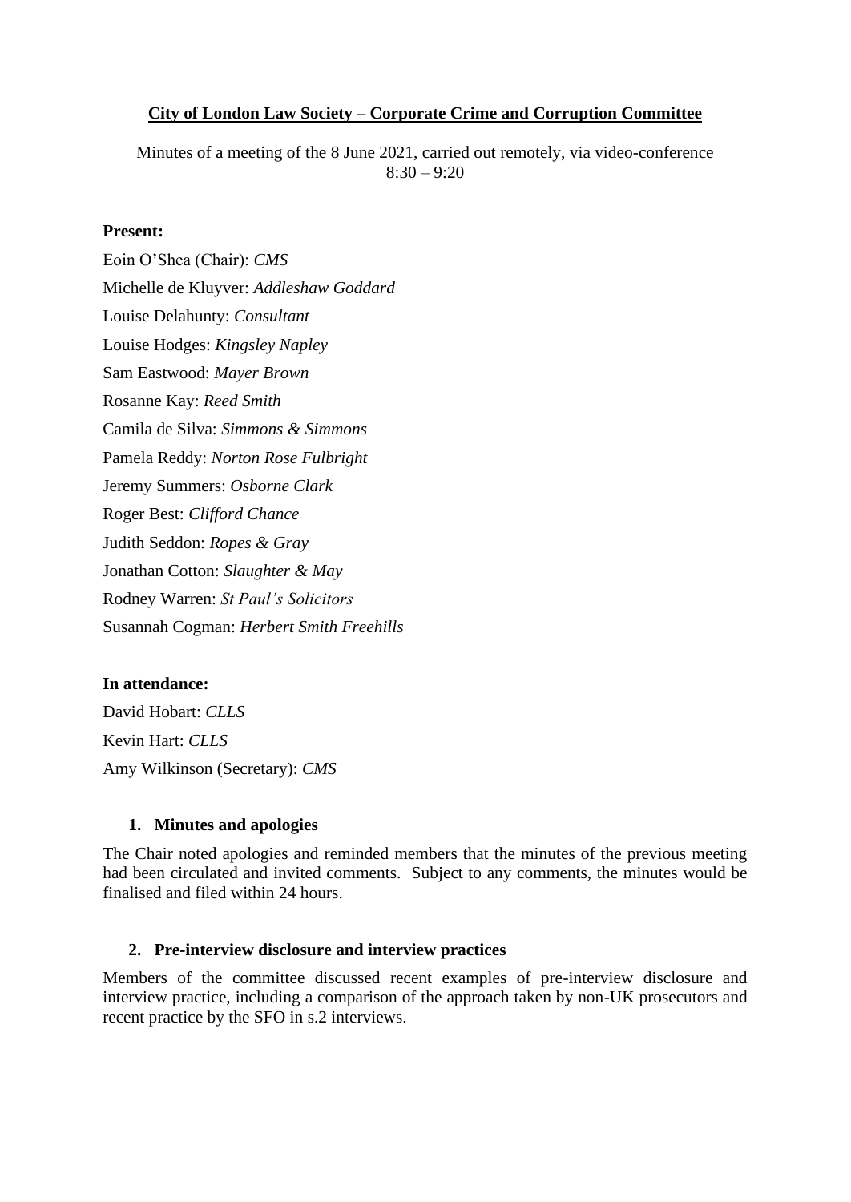**City of London Law Society – Corporate Crime and Corruption Committee**

Minutes of a meeting of the 8 June 2021, carried out remotely, via video-conference
8:30 – 9:20

**Present:**

Eoin O'Shea (Chair): *CMS*

Michelle de Kluyver: *Addleshaw Goddard*

Louise Delahunty: *Consultant*

Louise Hodges: *Kingsley Napley*

Sam Eastwood: *Mayer Brown*

Rosanne Kay: *Reed Smith*

Camila de Silva: *Simmons & Simmons*

Pamela Reddy: *Norton Rose Fulbright*

Jeremy Summers: *Osborne Clark*

Roger Best: *Clifford Chance*

Judith Seddon: *Ropes & Gray*

Jonathan Cotton: *Slaughter & May*

Rodney Warren: *St Paul's Solicitors*

Susannah Cogman: *Herbert Smith Freehills*

**In attendance:**

David Hobart: *CLLS*

Kevin Hart: *CLLS*

Amy Wilkinson (Secretary): *CMS*

1. **Minutes and apologies**

The Chair noted apologies and reminded members that the minutes of the previous meeting had been circulated and invited comments. Subject to any comments, the minutes would be finalised and filed within 24 hours.

2. **Pre-interview disclosure and interview practices**

Members of the committee discussed recent examples of pre-interview disclosure and interview practice, including a comparison of the approach taken by non-UK prosecutors and recent practice by the SFO in s.2 interviews.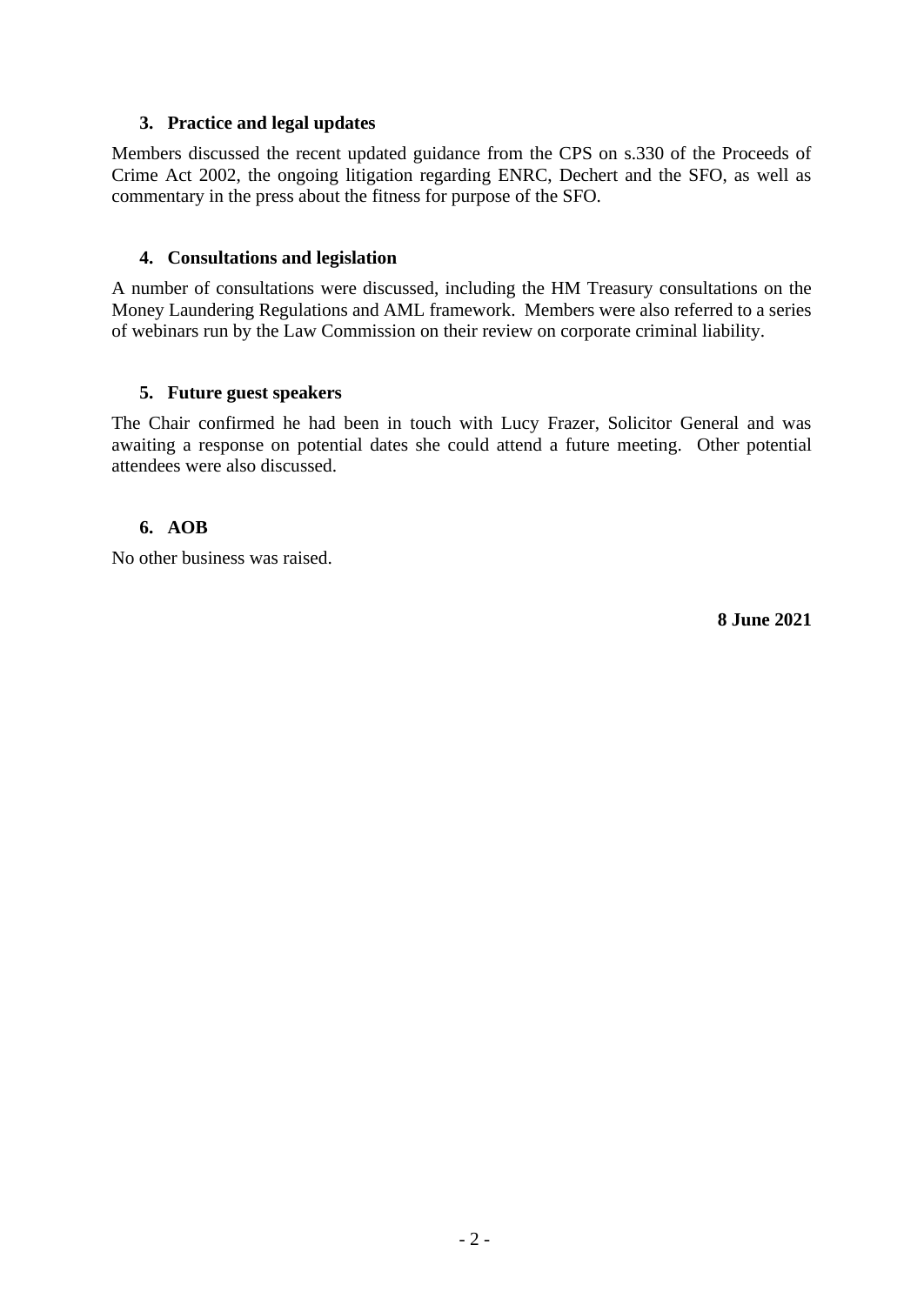### 3. Practice and legal updates

Members discussed the recent updated guidance from the CPS on s.330 of the Proceeds of Crime Act 2002, the ongoing litigation regarding ENRC, Dechert and the SFO, as well as commentary in the press about the fitness for purpose of the SFO.

### 4. Consultations and legislation

A number of consultations were discussed, including the HM Treasury consultations on the Money Laundering Regulations and AML framework. Members were also referred to a series of webinars run by the Law Commission on their review on corporate criminal liability.

### 5. Future guest speakers

The Chair confirmed he had been in touch with Lucy Frazer, Solicitor General and was awaiting a response on potential dates she could attend a future meeting. Other potential attendees were also discussed.

### 6. AOB

No other business was raised.

**8 June 2021**